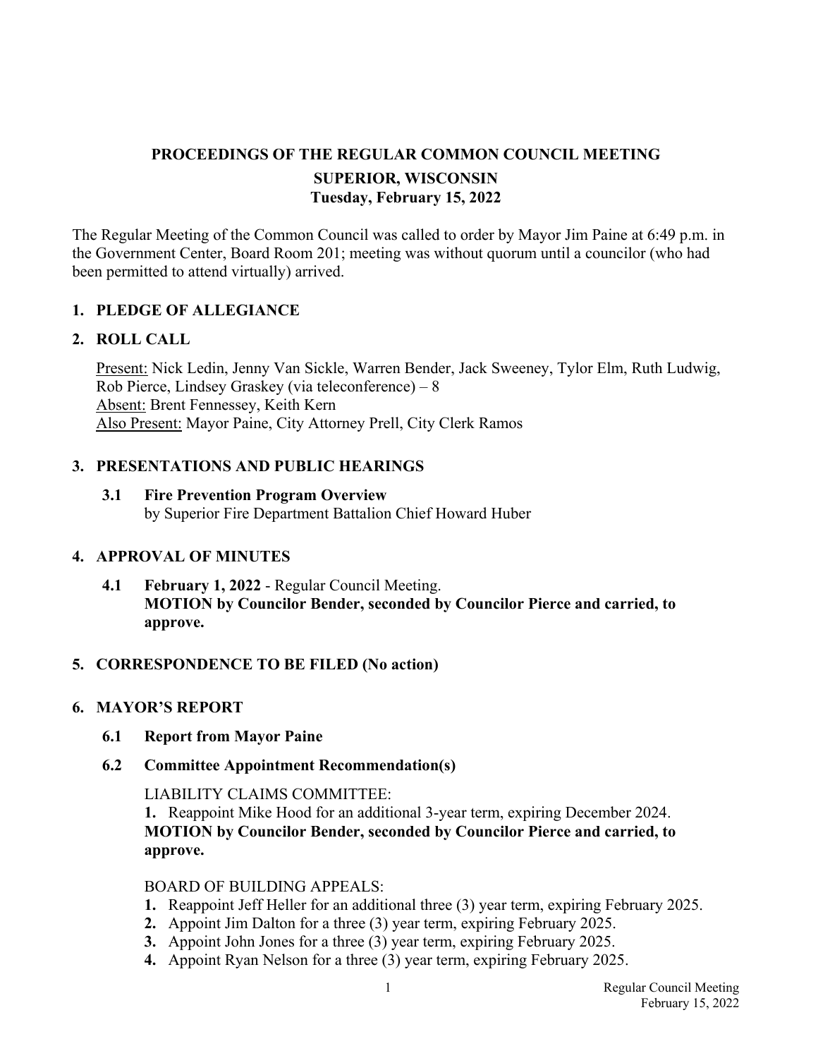# PROCEEDINGS OF THE REGULAR COMMON COUNCIL MEETING

## SUPERIOR, WISCONSIN

## Tuesday, February 15, 2022

The Regular Meeting of the Common Council was called to order by Mayor Jim Paine at 6:49 p.m. in the Government Center, Board Room 201; meeting was without quorum until a councilor (who had been permitted to attend virtually) arrived.

### 1. PLEDGE OF ALLEGIANCE

### 2. ROLL CALL

Present: Nick Ledin, Jenny Van Sickle, Warren Bender, Jack Sweeney, Tylor Elm, Ruth Ludwig, Rob Pierce, Lindsey Graskey (via teleconference) – 8
Absent: Brent Fennessey, Keith Kern
Also Present: Mayor Paine, City Attorney Prell, City Clerk Ramos

### 3. PRESENTATIONS AND PUBLIC HEARINGS

**3.1 Fire Prevention Program Overview**
by Superior Fire Department Battalion Chief Howard Huber

### 4. APPROVAL OF MINUTES

**4.1 February 1, 2022** - Regular Council Meeting.
**MOTION by Councilor Bender, seconded by Councilor Pierce and carried, to approve.**

### 5. CORRESPONDENCE TO BE FILED (No action)

### 6. MAYOR'S REPORT

**6.1 Report from Mayor Paine**

**6.2 Committee Appointment Recommendation(s)**

LIABILITY CLAIMS COMMITTEE:
**1.** Reappoint Mike Hood for an additional 3-year term, expiring December 2024.
**MOTION by Councilor Bender, seconded by Councilor Pierce and carried, to approve.**

BOARD OF BUILDING APPEALS:
1. Reappoint Jeff Heller for an additional three (3) year term, expiring February 2025.
2. Appoint Jim Dalton for a three (3) year term, expiring February 2025.
3. Appoint John Jones for a three (3) year term, expiring February 2025.
4. Appoint Ryan Nelson for a three (3) year term, expiring February 2025.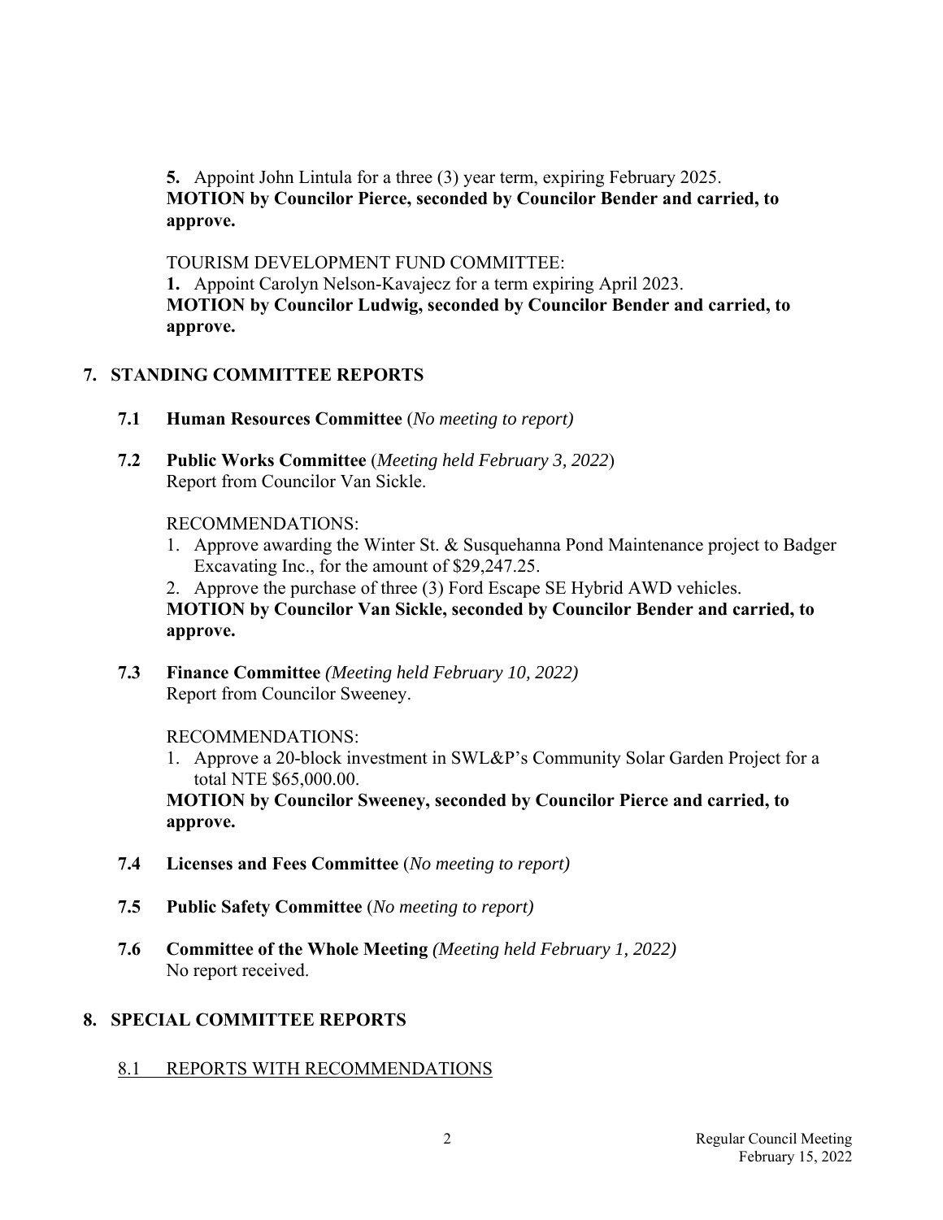**5.** Appoint John Lintula for a three (3) year term, expiring February 2025.
**MOTION by Councilor Pierce, seconded by Councilor Bender and carried, to approve.**

TOURISM DEVELOPMENT FUND COMMITTEE:
**1.** Appoint Carolyn Nelson-Kavajecz for a term expiring April 2023.
**MOTION by Councilor Ludwig, seconded by Councilor Bender and carried, to approve.**

## 7. STANDING COMMITTEE REPORTS

### 7.1 Human Resources Committee (*No meeting to report)*

### 7.2 Public Works Committee (*Meeting held February 3, 2022*)

Report from Councilor Van Sickle.

RECOMMENDATIONS:

1. Approve awarding the Winter St. & Susquehanna Pond Maintenance project to Badger Excavating Inc., for the amount of $29,247.25.
2. Approve the purchase of three (3) Ford Escape SE Hybrid AWD vehicles.

**MOTION by Councilor Van Sickle, seconded by Councilor Bender and carried, to approve.**

### 7.3 Finance Committee *(Meeting held February 10, 2022)*

Report from Councilor Sweeney.

RECOMMENDATIONS:

1. Approve a 20-block investment in SWL&P's Community Solar Garden Project for a total NTE $65,000.00.

**MOTION by Councilor Sweeney, seconded by Councilor Pierce and carried, to approve.**

### 7.4 Licenses and Fees Committee (*No meeting to report)*

### 7.5 Public Safety Committee (*No meeting to report)*

### 7.6 Committee of the Whole Meeting *(Meeting held February 1, 2022)*

No report received.

## 8. SPECIAL COMMITTEE REPORTS

8.1 REPORTS WITH RECOMMENDATIONS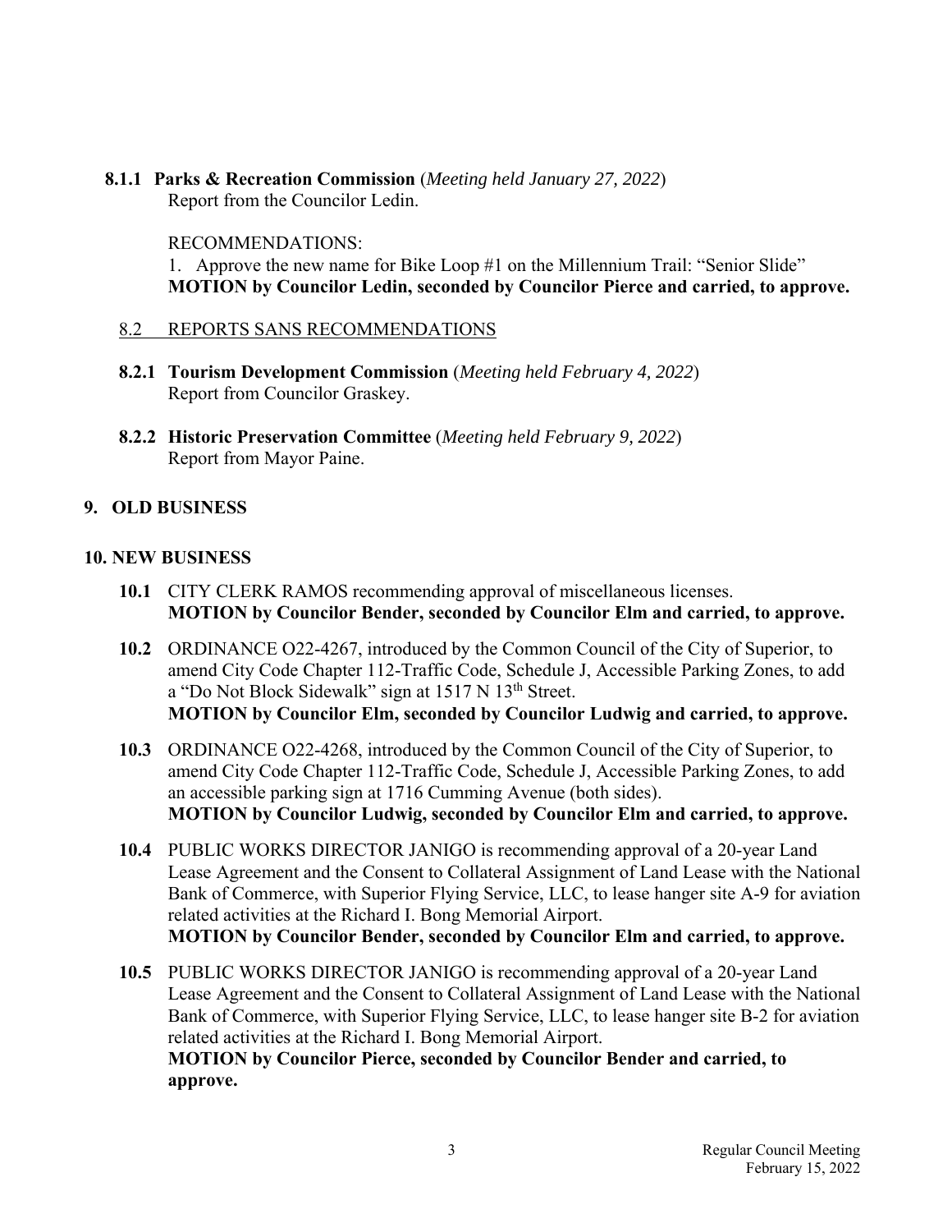**8.1.1 Parks & Recreation Commission** (*Meeting held January 27, 2022*)
Report from the Councilor Ledin.

RECOMMENDATIONS:
1. Approve the new name for Bike Loop #1 on the Millennium Trail: "Senior Slide"
**MOTION by Councilor Ledin, seconded by Councilor Pierce and carried, to approve.**

8.2 REPORTS SANS RECOMMENDATIONS

**8.2.1 Tourism Development Commission** (*Meeting held February 4, 2022*)
Report from Councilor Graskey.

**8.2.2 Historic Preservation Committee** (*Meeting held February 9, 2022*)
Report from Mayor Paine.

## 9. OLD BUSINESS

## 10. NEW BUSINESS

**10.1** CITY CLERK RAMOS recommending approval of miscellaneous licenses.
**MOTION by Councilor Bender, seconded by Councilor Elm and carried, to approve.**

**10.2** ORDINANCE O22-4267, introduced by the Common Council of the City of Superior, to amend City Code Chapter 112-Traffic Code, Schedule J, Accessible Parking Zones, to add a "Do Not Block Sidewalk" sign at 1517 N 13th Street.
**MOTION by Councilor Elm, seconded by Councilor Ludwig and carried, to approve.**

**10.3** ORDINANCE O22-4268, introduced by the Common Council of the City of Superior, to amend City Code Chapter 112-Traffic Code, Schedule J, Accessible Parking Zones, to add an accessible parking sign at 1716 Cumming Avenue (both sides).
**MOTION by Councilor Ludwig, seconded by Councilor Elm and carried, to approve.**

**10.4** PUBLIC WORKS DIRECTOR JANIGO is recommending approval of a 20-year Land Lease Agreement and the Consent to Collateral Assignment of Land Lease with the National Bank of Commerce, with Superior Flying Service, LLC, to lease hanger site A-9 for aviation related activities at the Richard I. Bong Memorial Airport.
**MOTION by Councilor Bender, seconded by Councilor Elm and carried, to approve.**

**10.5** PUBLIC WORKS DIRECTOR JANIGO is recommending approval of a 20-year Land Lease Agreement and the Consent to Collateral Assignment of Land Lease with the National Bank of Commerce, with Superior Flying Service, LLC, to lease hanger site B-2 for aviation related activities at the Richard I. Bong Memorial Airport.
**MOTION by Councilor Pierce, seconded by Councilor Bender and carried, to approve.**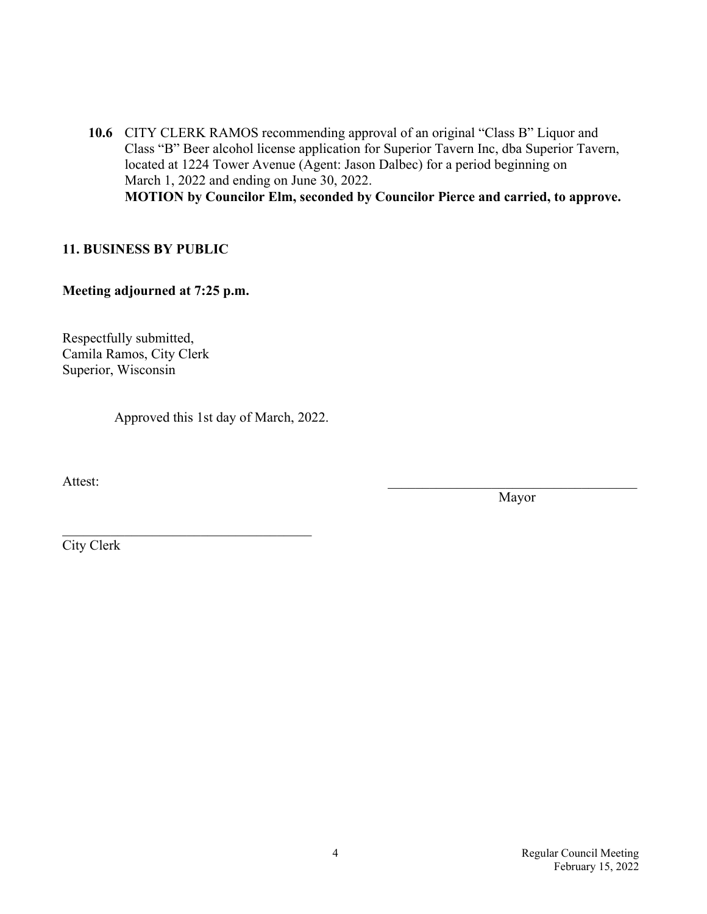**10.6** CITY CLERK RAMOS recommending approval of an original “Class B” Liquor and Class “B” Beer alcohol license application for Superior Tavern Inc, dba Superior Tavern, located at 1224 Tower Avenue (Agent: Jason Dalbec) for a period beginning on March 1, 2022 and ending on June 30, 2022.
**MOTION by Councilor Elm, seconded by Councilor Pierce and carried, to approve.**

## 11. BUSINESS BY PUBLIC

**Meeting adjourned at 7:25 p.m.**

Respectfully submitted,
Camila Ramos, City Clerk
Superior, Wisconsin

Approved this 1st day of March, 2022.

Attest:

_____________________________________
Mayor

_____________________________________
City Clerk